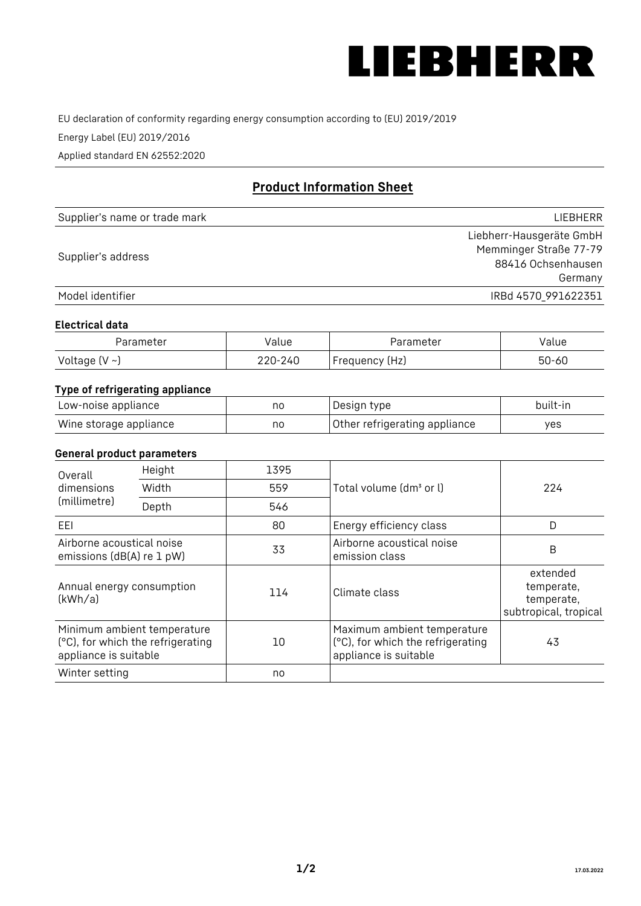LIEBHERR

EU declaration of conformity regarding energy consumption according to (EU) 2019/2019

Energy Label (EU) 2019/2016

Applied standard EN 62552:2020

## Product Information Sheet

| Supplier's name or trade mark | LIEBHERR |
|---|---|
| Supplier's address | Liebherr-Hausgeräte GmbH<br>Memminger Straße 77-79<br>88416 Ochsenhausen<br>Germany |
| Model identifier | IRBd 4570_991622351 |

### Electrical data

| Parameter | Value | Parameter | Value |
|---|---|---|---|
| Voltage (V ~) | 220-240 | Frequency (Hz) | 50-60 |

### Type of refrigerating appliance

| | | | |
|---|---|---|---|
| Low-noise appliance | no | Design type | built-in |
| Wine storage appliance | no | Other refrigerating appliance | yes |

### General product parameters

| | | | | |
|---|---|---|---|---|
| Overall dimensions (millimetre) | Height | 1395 | Total volume (dm³ or l) | 224 |
| | Width | 559 | | |
| | Depth | 546 | | |
| EEI | | 80 | Energy efficiency class | D |
| Airborne acoustical noise emissions (dB(A) re 1 pW) | | 33 | Airborne acoustical noise emission class | B |
| Annual energy consumption (kWh/a) | | 114 | Climate class | extended temperate, temperate, subtropical, tropical |
| Minimum ambient temperature (°C), for which the refrigerating appliance is suitable | | 10 | Maximum ambient temperature (°C), for which the refrigerating appliance is suitable | 43 |
| Winter setting | | no | | |

17.03.2022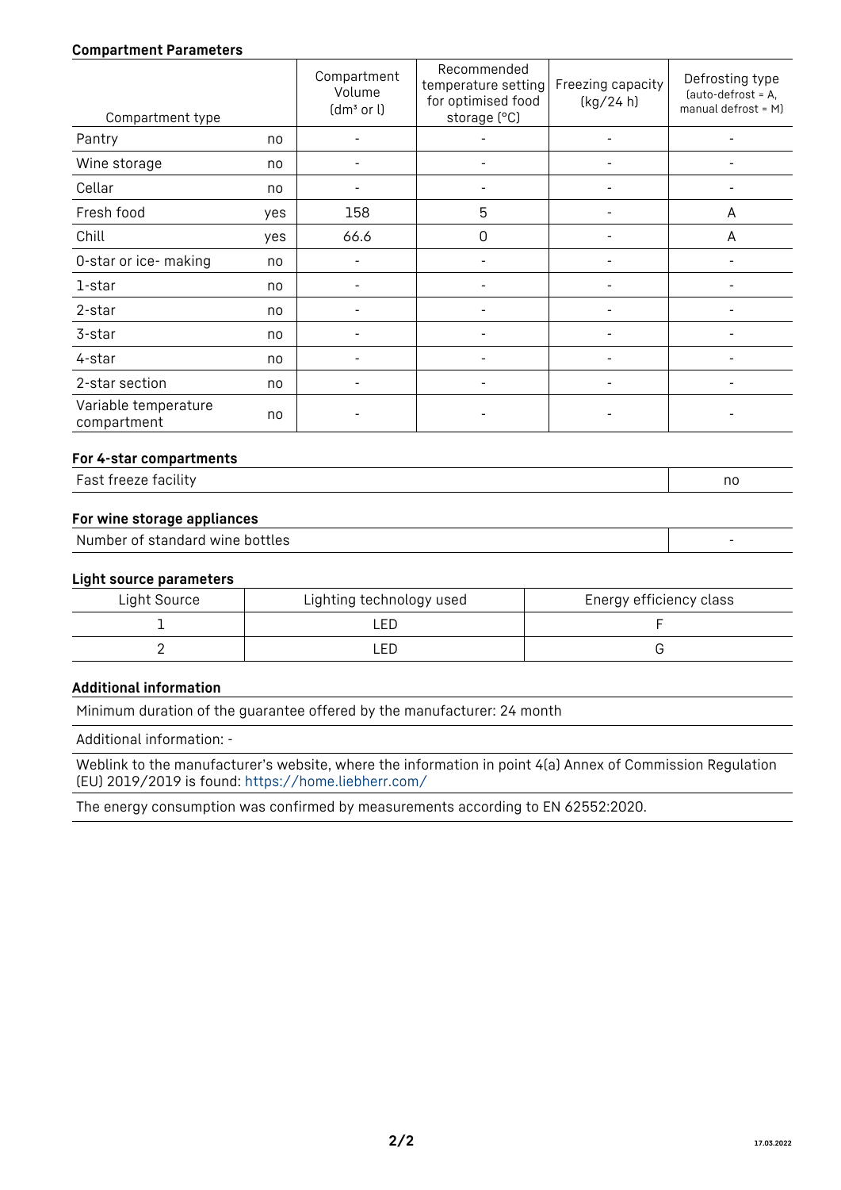### Compartment Parameters

| Compartment type | | Compartment Volume (dm³ or l) | Recommended temperature setting for optimised food storage (°C) | Freezing capacity (kg/24 h) | Defrosting type (auto-defrost = A, manual defrost = M) |
|---|---|---|---|---|---|
| Pantry | no | - | - | - | - |
| Wine storage | no | - | - | - | - |
| Cellar | no | - | - | - | - |
| Fresh food | yes | 158 | 5 | - | A |
| Chill | yes | 66.6 | 0 | - | A |
| 0-star or ice- making | no | - | - | - | - |
| 1-star | no | - | - | - | - |
| 2-star | no | - | - | - | - |
| 3-star | no | - | - | - | - |
| 4-star | no | - | - | - | - |
| 2-star section | no | - | - | - | - |
| Variable temperature compartment | no | - | - | - | - |

### For 4-star compartments

| | |
|---|---|
| Fast freeze facility | no |

### For wine storage appliances

| | |
|---|---|
| Number of standard wine bottles | - |

### Light source parameters

| Light Source | Lighting technology used | Energy efficiency class |
|---|---|---|
| 1 | LED | F |
| 2 | LED | G |

### Additional information

Minimum duration of the guarantee offered by the manufacturer: 24 month

Additional information: -

Weblink to the manufacturer's website, where the information in point 4(a) Annex of Commission Regulation (EU) 2019/2019 is found: https://home.liebherr.com/

The energy consumption was confirmed by measurements according to EN 62552:2020.

17.03.2022